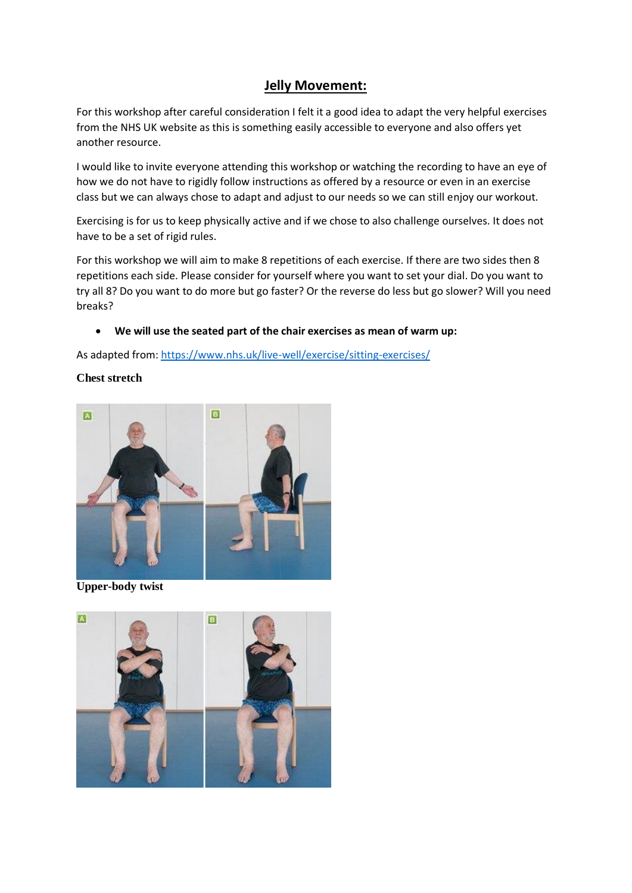# Jelly Movement:

For this workshop after careful consideration I felt it a good idea to adapt the very helpful exercises from the NHS UK website as this is something easily accessible to everyone and also offers yet another resource.

I would like to invite everyone attending this workshop or watching the recording to have an eye of how we do not have to rigidly follow instructions as offered by a resource or even in an exercise class but we can always chose to adapt and adjust to our needs so we can still enjoy our workout.

Exercising is for us to keep physically active and if we chose to also challenge ourselves. It does not have to be a set of rigid rules.

For this workshop we will aim to make 8 repetitions of each exercise. If there are two sides then 8 repetitions each side. Please consider for yourself where you want to set your dial. Do you want to try all 8? Do you want to do more but go faster? Or the reverse do less but go slower? Will you need breaks?

- **We will use the seated part of the chair exercises as mean of warm up:**

As adapted from: [https://www.nhs.uk/live-well/exercise/sitting-exercises/](https://www.nhs.uk/live-well/exercise/sitting-exercises/)

**Chest stretch**

**Upper-body twist**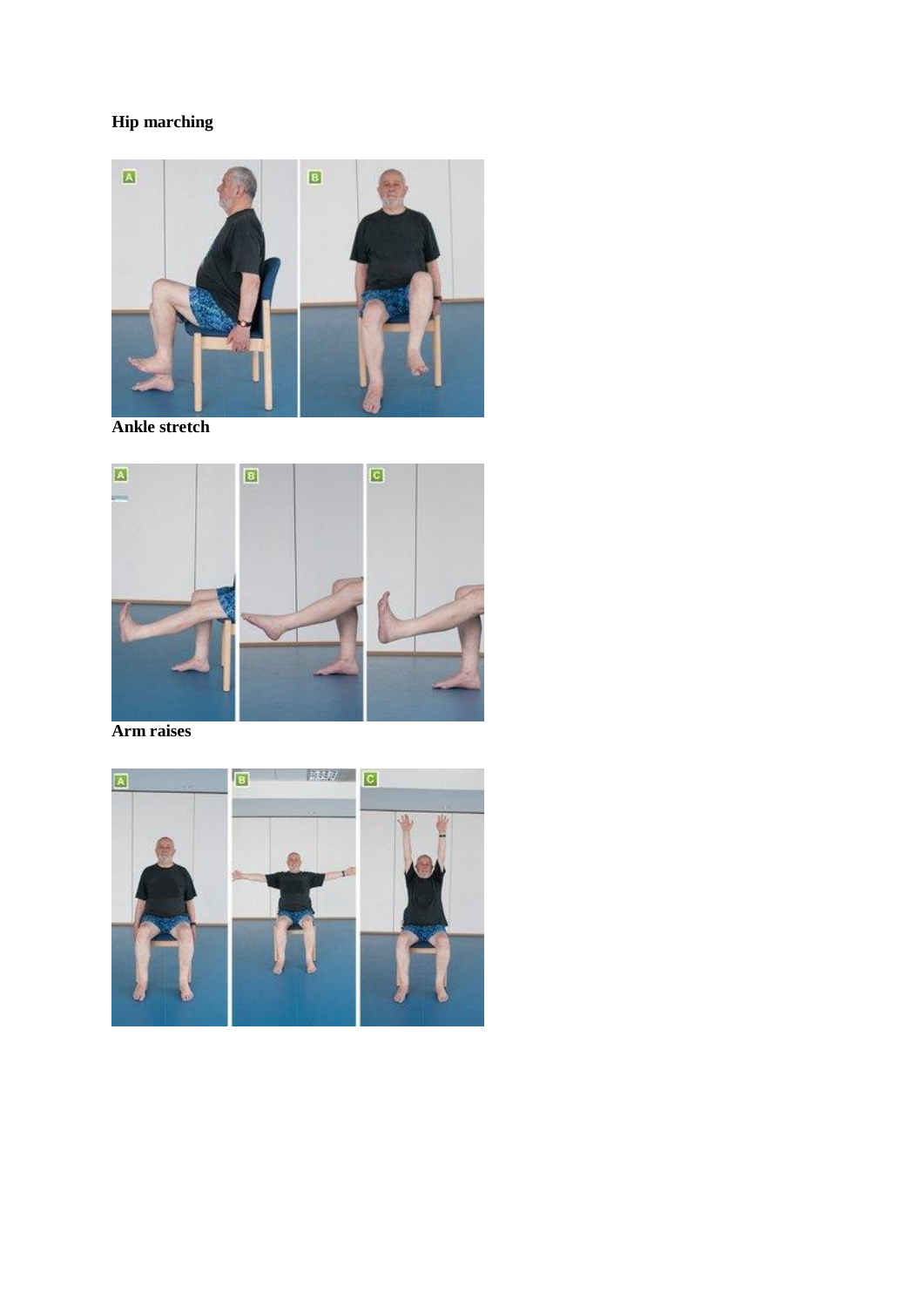**Hip marching**

**Ankle stretch**

**Arm raises**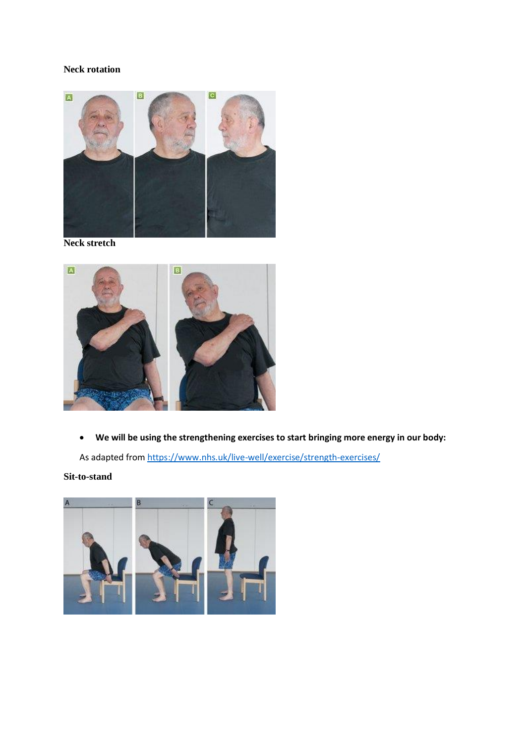**Neck rotation**

**Neck stretch**

- **We will be using the strengthening exercises to start bringing more energy in our body:**

As adapted from https://www.nhs.uk/live-well/exercise/strength-exercises/

**Sit-to-stand**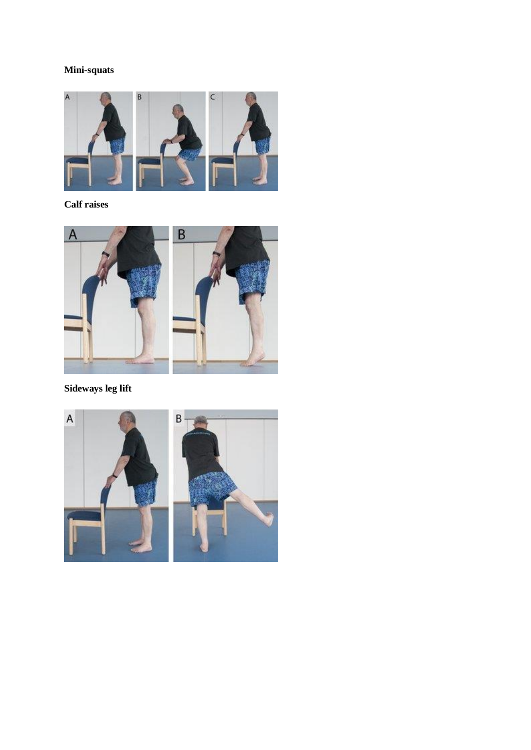**Mini-squats**

**Calf raises**

**Sideways leg lift**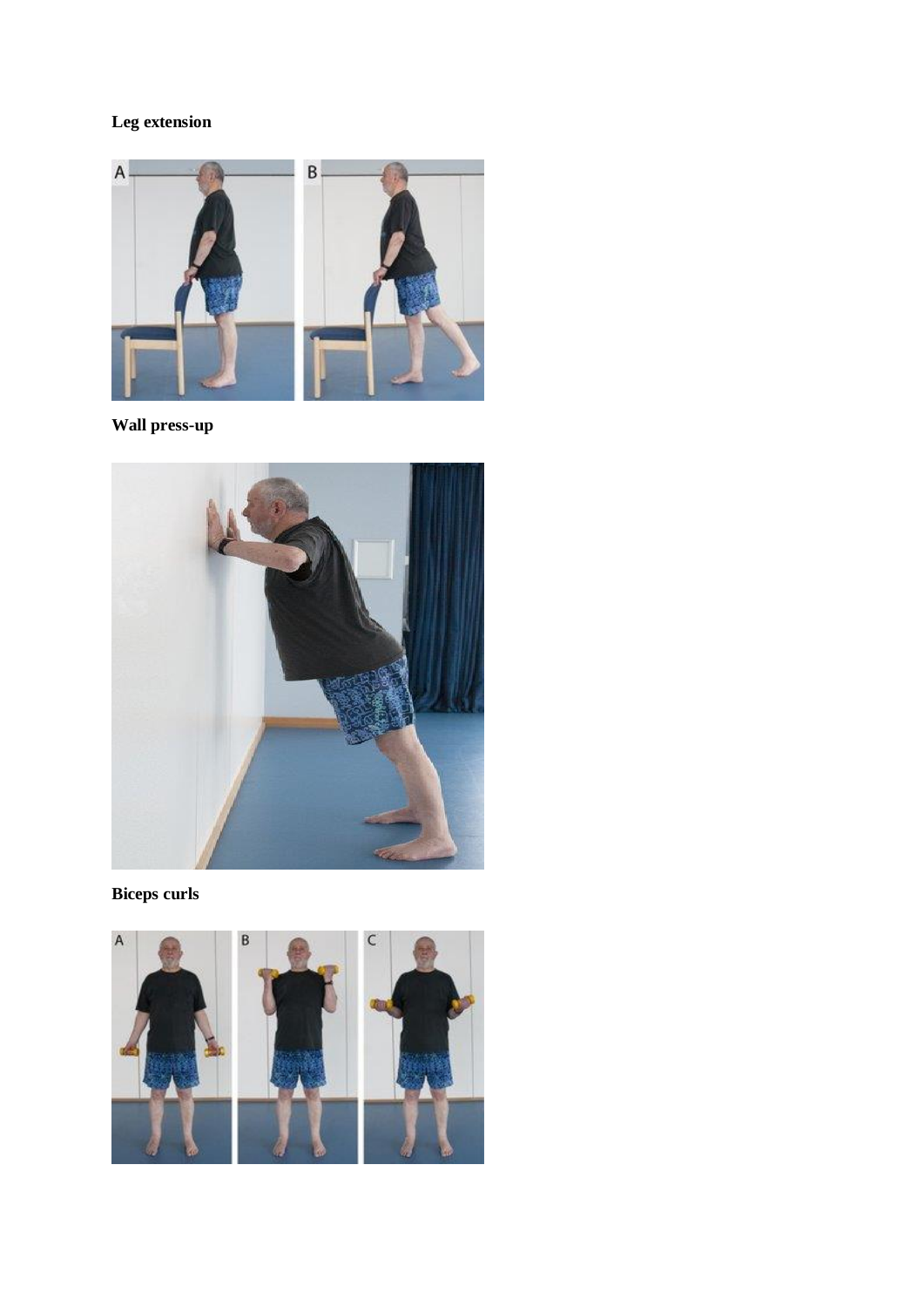**Leg extension**

**Wall press-up**

**Biceps curls**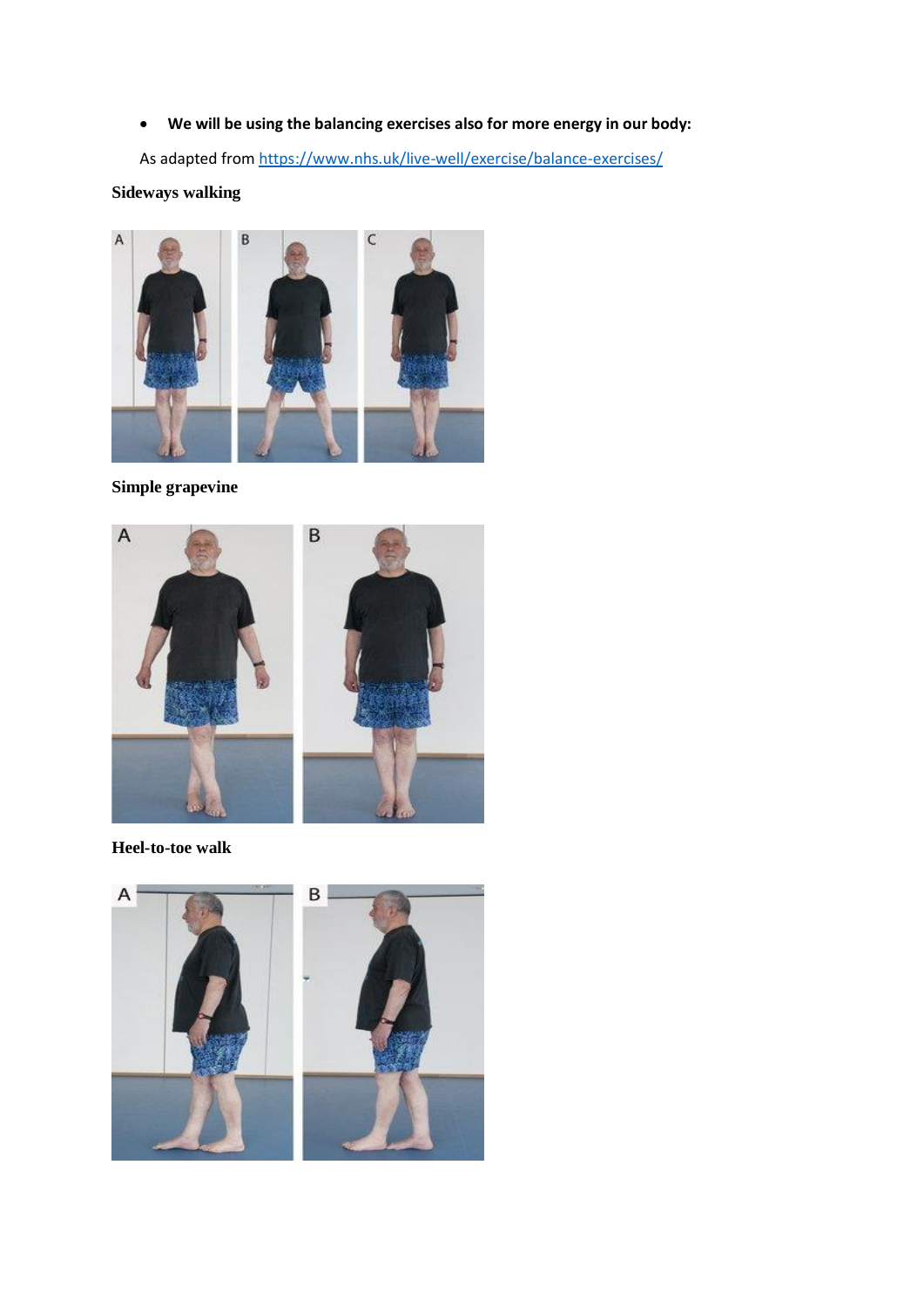- **We will be using the balancing exercises also for more energy in our body:**

As adapted from https://www.nhs.uk/live-well/exercise/balance-exercises/

**Sideways walking**

**Simple grapevine**

**Heel-to-toe walk**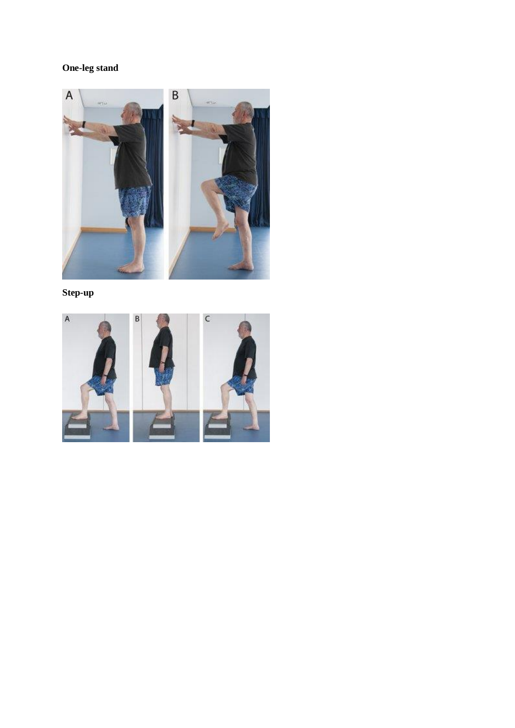**One-leg stand**

**Step-up**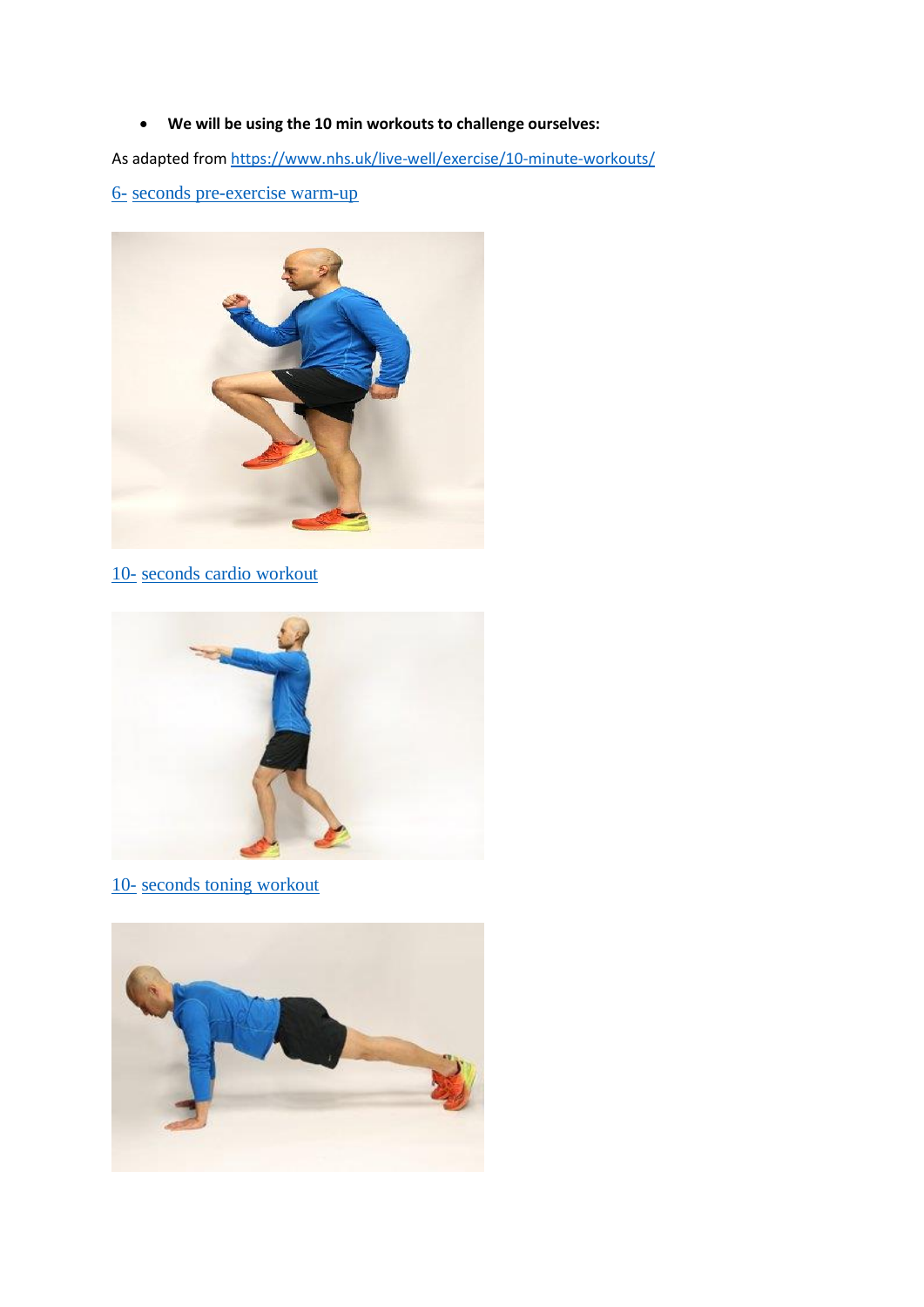- **We will be using the 10 min workouts to challenge ourselves:**

As adapted from https://www.nhs.uk/live-well/exercise/10-minute-workouts/

6- seconds pre-exercise warm-up

10- seconds cardio workout

10- seconds toning workout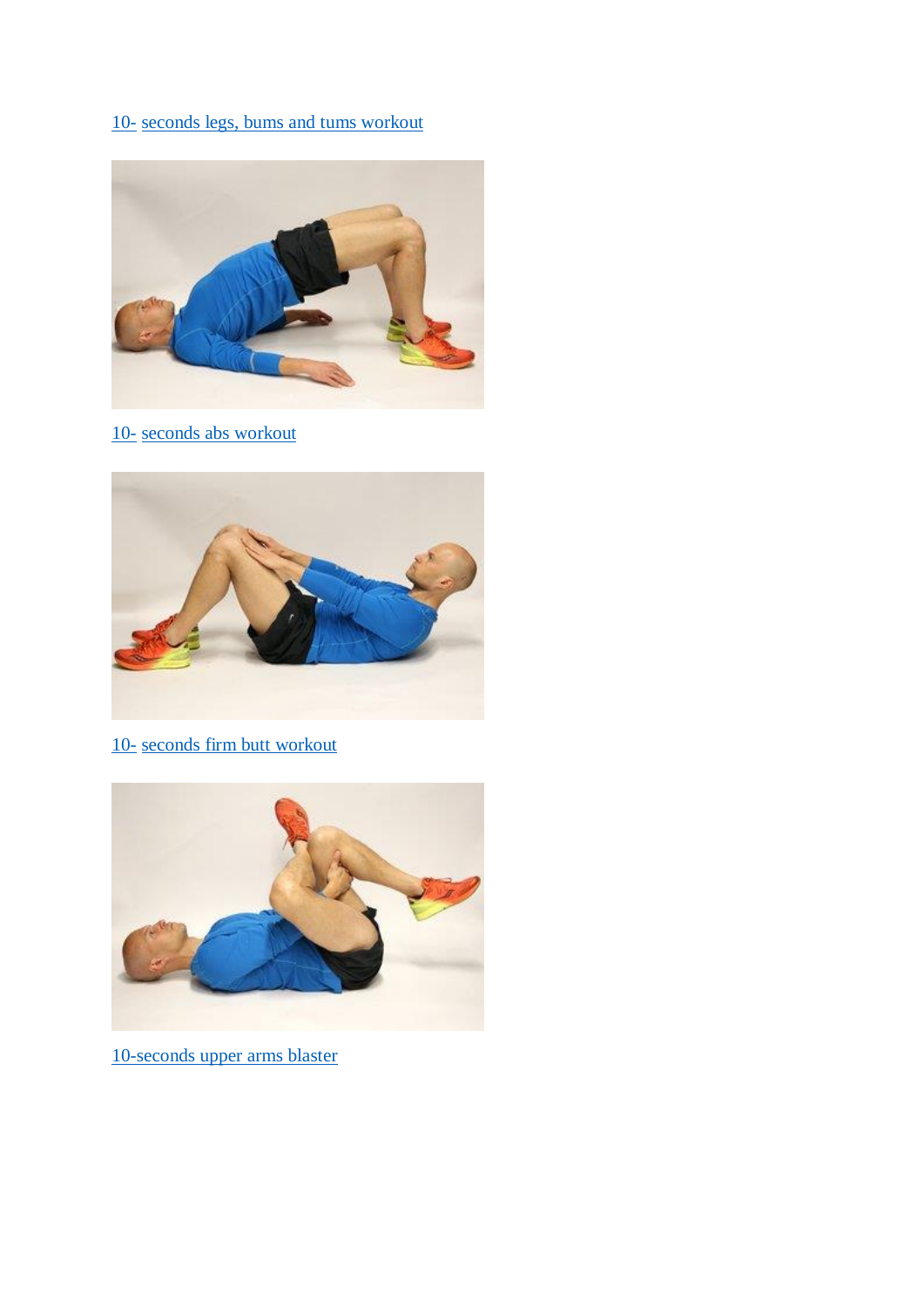[10- seconds legs, bums and tums workout]

[10- seconds abs workout]

[10- seconds firm butt workout]

[10-seconds upper arms blaster]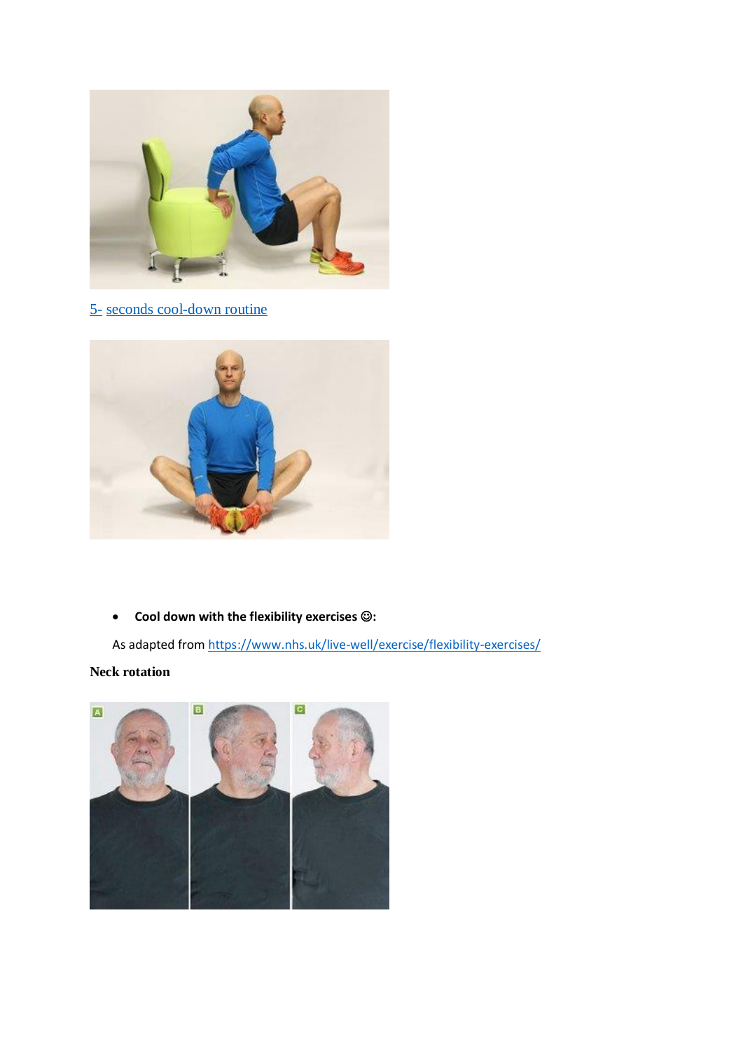5- seconds cool-down routine

- **Cool down with the flexibility exercises ☺:**

As adapted from https://www.nhs.uk/live-well/exercise/flexibility-exercises/

**Neck rotation**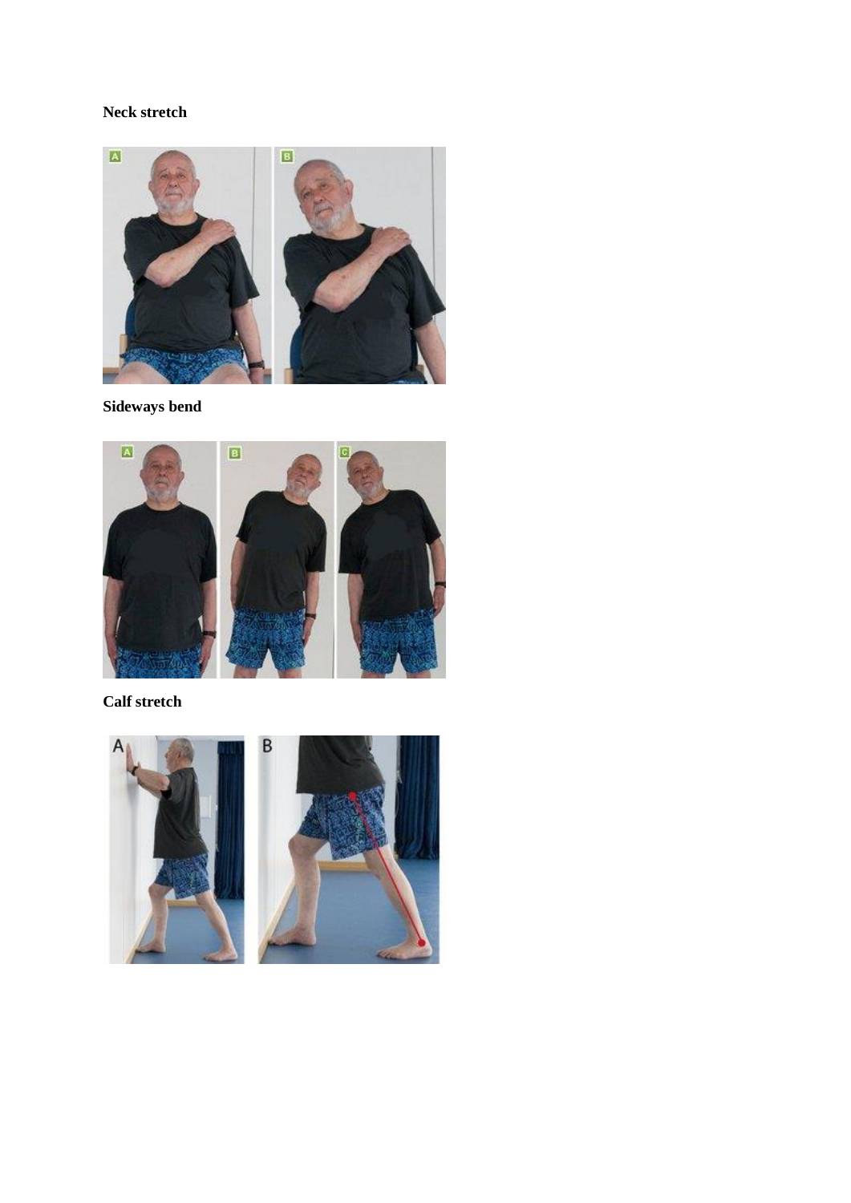**Neck stretch**

**Sideways bend**

**Calf stretch**